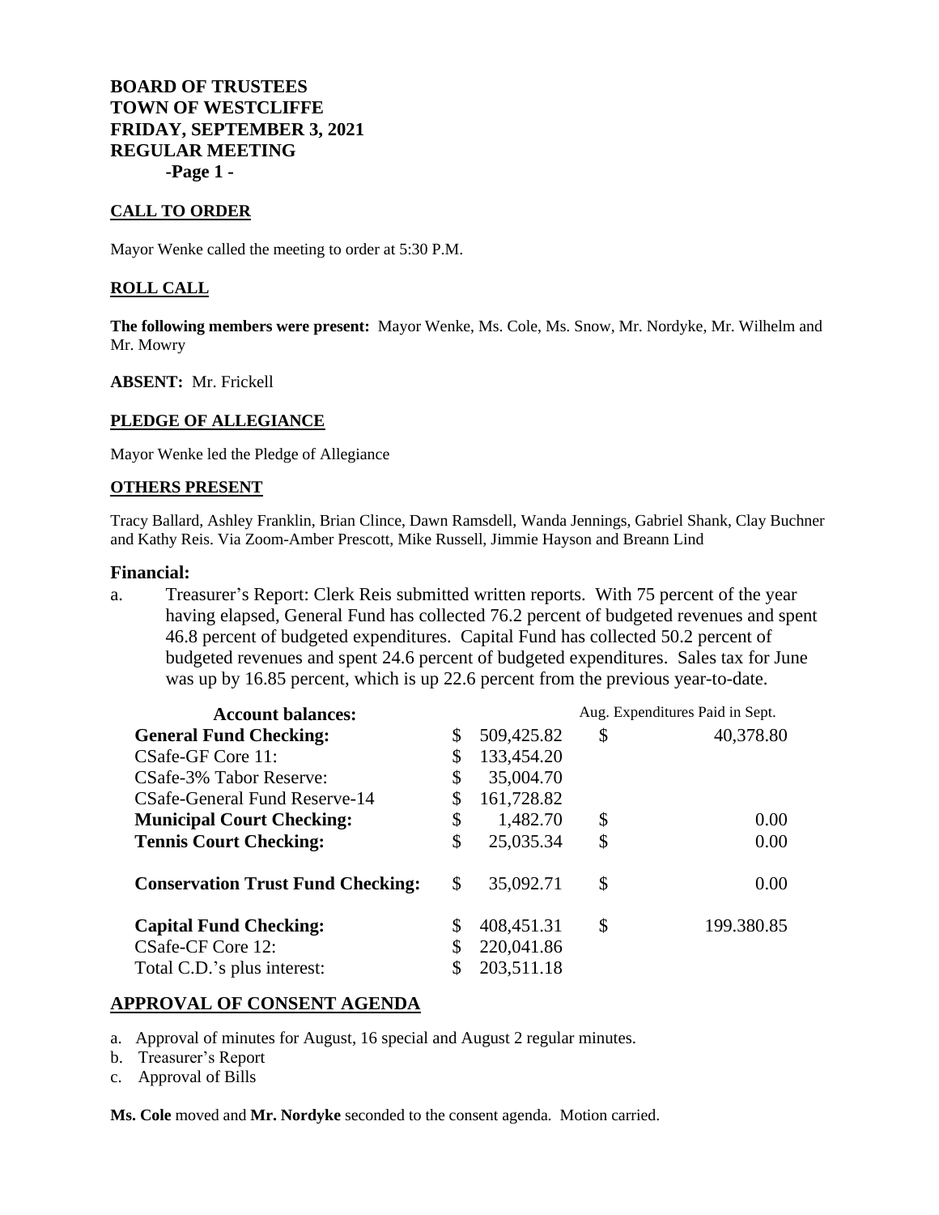**BOARD OF TRUSTEES**
**TOWN OF WESTCLIFFE**
**FRIDAY, SEPTEMBER 3, 2021**
**REGULAR MEETING**

## CALL TO ORDER

Mayor Wenke called the meeting to order at 5:30 P.M.

## ROLL CALL

**The following members were present:** Mayor Wenke, Ms. Cole, Ms. Snow, Mr. Nordyke, Mr. Wilhelm and Mr. Mowry

**ABSENT:** Mr. Frickell

## PLEDGE OF ALLEGIANCE

Mayor Wenke led the Pledge of Allegiance

## OTHERS PRESENT

Tracy Ballard, Ashley Franklin, Brian Clince, Dawn Ramsdell, Wanda Jennings, Gabriel Shank, Clay Buchner and Kathy Reis. Via Zoom-Amber Prescott, Mike Russell, Jimmie Hayson and Breann Lind

## Financial:

a. Treasurer's Report: Clerk Reis submitted written reports. With 75 percent of the year having elapsed, General Fund has collected 76.2 percent of budgeted revenues and spent 46.8 percent of budgeted expenditures. Capital Fund has collected 50.2 percent of budgeted revenues and spent 24.6 percent of budgeted expenditures. Sales tax for June was up by 16.85 percent, which is up 22.6 percent from the previous year-to-date.

| Account balances: | | Aug. Expenditures Paid in Sept. |
|---|---|---|
| **General Fund Checking:** | $ 509,425.82 | $ 40,378.80 |
| CSafe-GF Core 11: | $ 133,454.20 | |
| CSafe-3% Tabor Reserve: | $ 35,004.70 | |
| CSafe-General Fund Reserve-14 | $ 161,728.82 | |
| **Municipal Court Checking:** | $ 1,482.70 | $ 0.00 |
| **Tennis Court Checking:** | $ 25,035.34 | $ 0.00 |
| **Conservation Trust Fund Checking:** | $ 35,092.71 | $ 0.00 |
| **Capital Fund Checking:** | $ 408,451.31 | $ 199.380.85 |
| CSafe-CF Core 12: | $ 220,041.86 | |
| Total C.D.'s plus interest: | $ 203,511.18 | |

## APPROVAL OF CONSENT AGENDA

a. Approval of minutes for August, 16 special and August 2 regular minutes.
b. Treasurer's Report
c. Approval of Bills

**Ms. Cole** moved and **Mr. Nordyke** seconded to the consent agenda. Motion carried.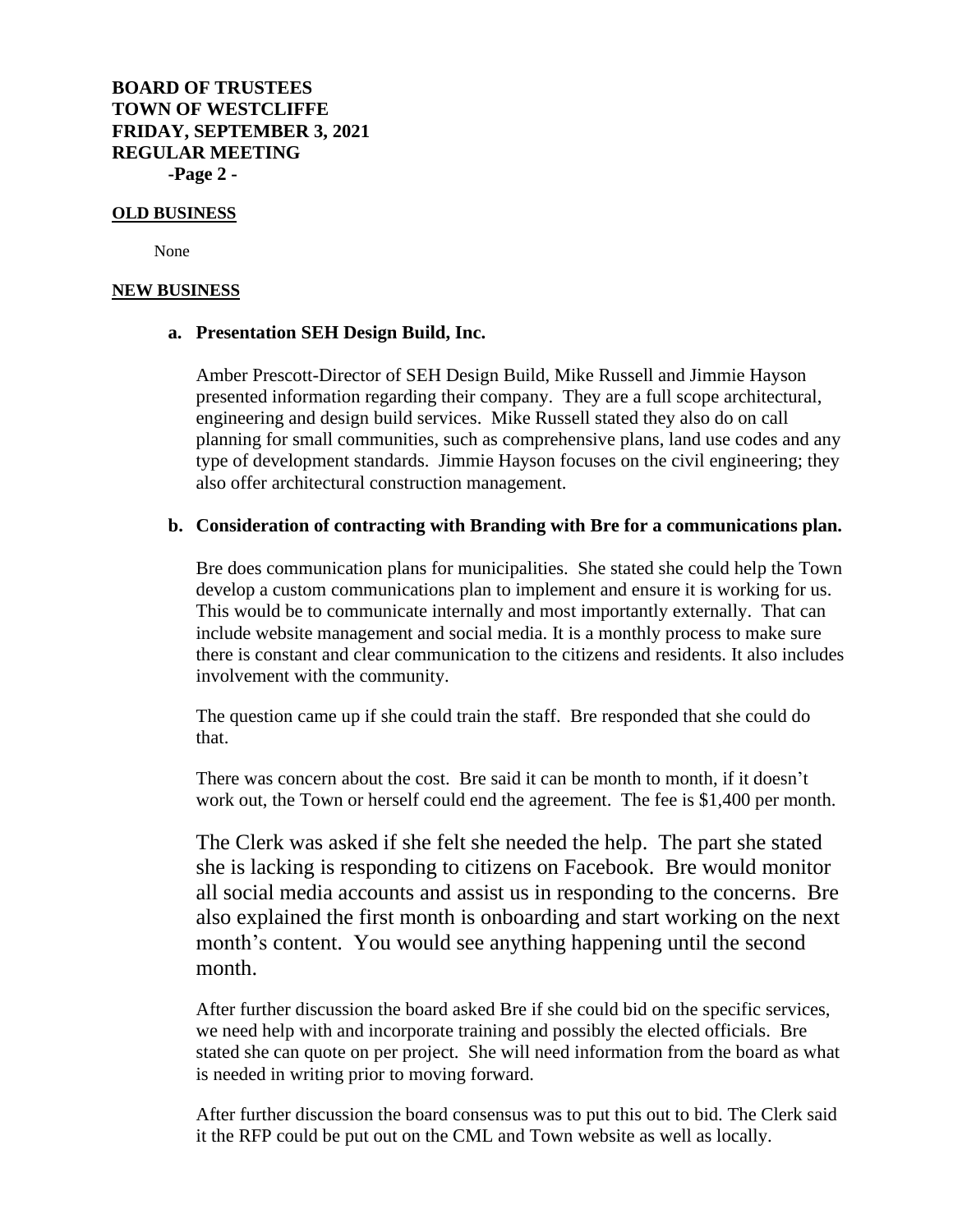## OLD BUSINESS

None

## NEW BUSINESS

### a. Presentation SEH Design Build, Inc.

Amber Prescott-Director of SEH Design Build, Mike Russell and Jimmie Hayson presented information regarding their company. They are a full scope architectural, engineering and design build services. Mike Russell stated they also do on call planning for small communities, such as comprehensive plans, land use codes and any type of development standards. Jimmie Hayson focuses on the civil engineering; they also offer architectural construction management.

### b. Consideration of contracting with Branding with Bre for a communications plan.

Bre does communication plans for municipalities. She stated she could help the Town develop a custom communications plan to implement and ensure it is working for us. This would be to communicate internally and most importantly externally. That can include website management and social media. It is a monthly process to make sure there is constant and clear communication to the citizens and residents. It also includes involvement with the community.

The question came up if she could train the staff. Bre responded that she could do that.

There was concern about the cost. Bre said it can be month to month, if it doesn't work out, the Town or herself could end the agreement. The fee is $1,400 per month.

The Clerk was asked if she felt she needed the help. The part she stated she is lacking is responding to citizens on Facebook. Bre would monitor all social media accounts and assist us in responding to the concerns. Bre also explained the first month is onboarding and start working on the next month's content. You would see anything happening until the second month.

After further discussion the board asked Bre if she could bid on the specific services, we need help with and incorporate training and possibly the elected officials. Bre stated she can quote on per project. She will need information from the board as what is needed in writing prior to moving forward.

After further discussion the board consensus was to put this out to bid. The Clerk said it the RFP could be put out on the CML and Town website as well as locally.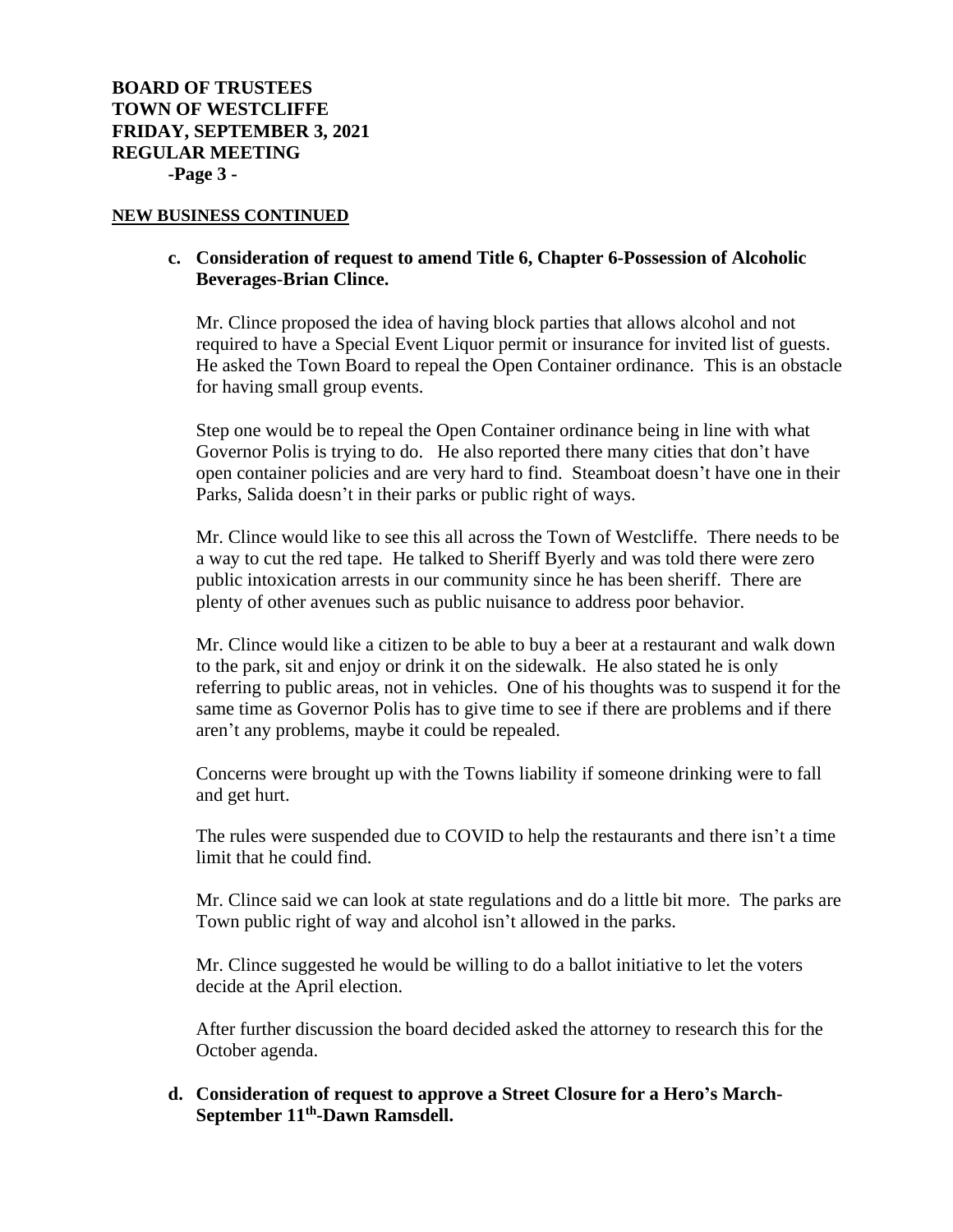## NEW BUSINESS CONTINUED

**c. Consideration of request to amend Title 6, Chapter 6-Possession of Alcoholic Beverages-Brian Clince.**

Mr. Clince proposed the idea of having block parties that allows alcohol and not required to have a Special Event Liquor permit or insurance for invited list of guests. He asked the Town Board to repeal the Open Container ordinance. This is an obstacle for having small group events.

Step one would be to repeal the Open Container ordinance being in line with what Governor Polis is trying to do. He also reported there many cities that don't have open container policies and are very hard to find. Steamboat doesn't have one in their Parks, Salida doesn't in their parks or public right of ways.

Mr. Clince would like to see this all across the Town of Westcliffe. There needs to be a way to cut the red tape. He talked to Sheriff Byerly and was told there were zero public intoxication arrests in our community since he has been sheriff. There are plenty of other avenues such as public nuisance to address poor behavior.

Mr. Clince would like a citizen to be able to buy a beer at a restaurant and walk down to the park, sit and enjoy or drink it on the sidewalk. He also stated he is only referring to public areas, not in vehicles. One of his thoughts was to suspend it for the same time as Governor Polis has to give time to see if there are problems and if there aren't any problems, maybe it could be repealed.

Concerns were brought up with the Towns liability if someone drinking were to fall and get hurt.

The rules were suspended due to COVID to help the restaurants and there isn't a time limit that he could find.

Mr. Clince said we can look at state regulations and do a little bit more. The parks are Town public right of way and alcohol isn't allowed in the parks.

Mr. Clince suggested he would be willing to do a ballot initiative to let the voters decide at the April election.

After further discussion the board decided asked the attorney to research this for the October agenda.

**d. Consideration of request to approve a Street Closure for a Hero's March-September 11th-Dawn Ramsdell.**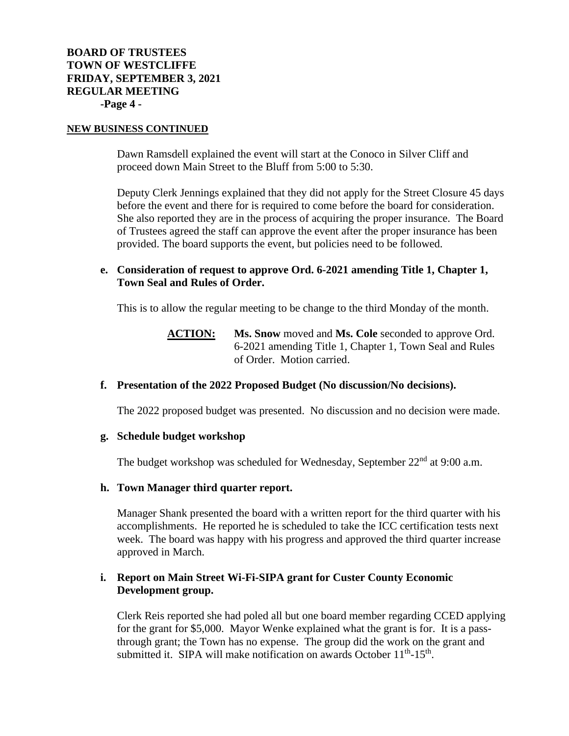# BOARD OF TRUSTEES
# TOWN OF WESTCLIFFE
# FRIDAY, SEPTEMBER 3, 2021
# REGULAR MEETING

**NEW BUSINESS CONTINUED**

Dawn Ramsdell explained the event will start at the Conoco in Silver Cliff and proceed down Main Street to the Bluff from 5:00 to 5:30.

Deputy Clerk Jennings explained that they did not apply for the Street Closure 45 days before the event and there for is required to come before the board for consideration. She also reported they are in the process of acquiring the proper insurance. The Board of Trustees agreed the staff can approve the event after the proper insurance has been provided. The board supports the event, but policies need to be followed.

**e. Consideration of request to approve Ord. 6-2021 amending Title 1, Chapter 1, Town Seal and Rules of Order.**

This is to allow the regular meeting to be change to the third Monday of the month.

**ACTION:** **Ms. Snow** moved and **Ms. Cole** seconded to approve Ord. 6-2021 amending Title 1, Chapter 1, Town Seal and Rules of Order. Motion carried.

**f. Presentation of the 2022 Proposed Budget (No discussion/No decisions).**

The 2022 proposed budget was presented. No discussion and no decision were made.

**g. Schedule budget workshop**

The budget workshop was scheduled for Wednesday, September 22nd at 9:00 a.m.

**h. Town Manager third quarter report.**

Manager Shank presented the board with a written report for the third quarter with his accomplishments. He reported he is scheduled to take the ICC certification tests next week. The board was happy with his progress and approved the third quarter increase approved in March.

**i. Report on Main Street Wi-Fi-SIPA grant for Custer County Economic Development group.**

Clerk Reis reported she had poled all but one board member regarding CCED applying for the grant for $5,000. Mayor Wenke explained what the grant is for. It is a pass-through grant; the Town has no expense. The group did the work on the grant and submitted it. SIPA will make notification on awards October 11th-15th.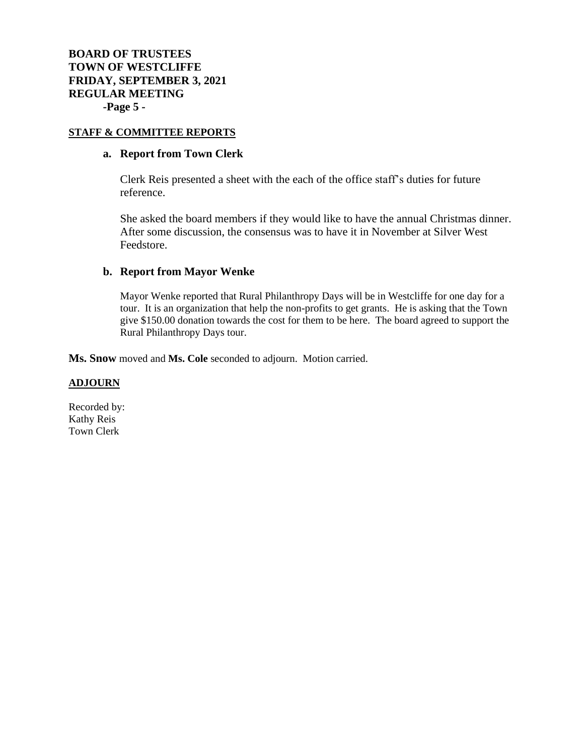**STAFF & COMMITTEE REPORTS**

**a. Report from Town Clerk**

Clerk Reis presented a sheet with the each of the office staff's duties for future reference.

She asked the board members if they would like to have the annual Christmas dinner. After some discussion, the consensus was to have it in November at Silver West Feedstore.

**b. Report from Mayor Wenke**

Mayor Wenke reported that Rural Philanthropy Days will be in Westcliffe for one day for a tour. It is an organization that help the non-profits to get grants. He is asking that the Town give $150.00 donation towards the cost for them to be here. The board agreed to support the Rural Philanthropy Days tour.

**Ms. Snow** moved and **Ms. Cole** seconded to adjourn. Motion carried.

**ADJOURN**

Recorded by:
Kathy Reis
Town Clerk